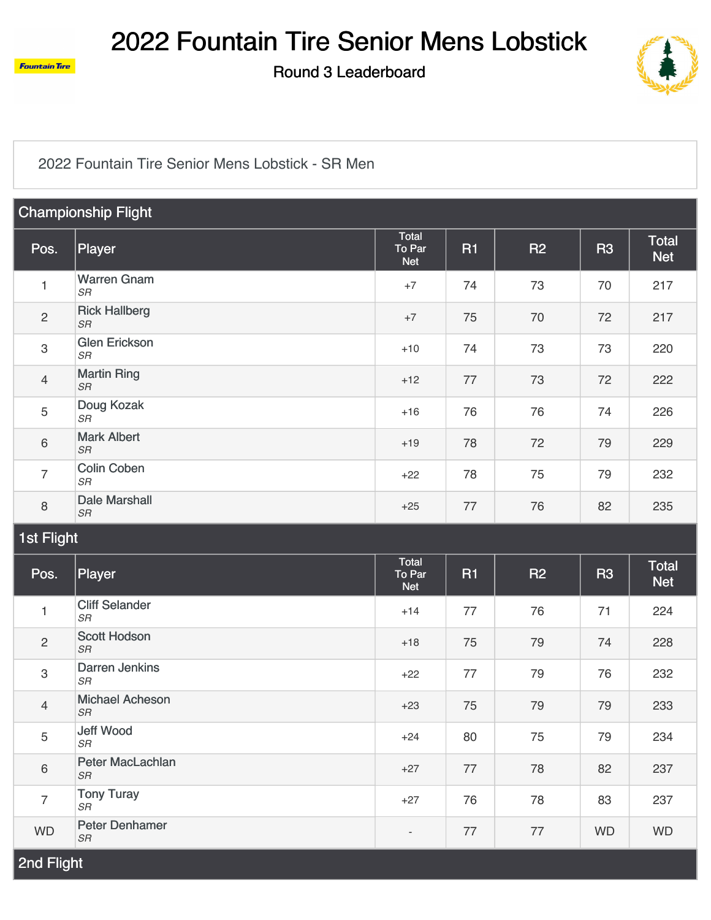# 2022 Fountain Tire Senior Mens Lobstick

Round 3 Leaderboard

2022 Fountain Tire Senior Mens Lobstick - SR Men

## Championship Flight

| Pos. | Player | Total To Par Net | R1 | R2 | R3 | Total Net |
|---|---|---|---|---|---|---|
| 1 | Warren Gnam *SR* | +7 | 74 | 73 | 70 | 217 |
| 2 | Rick Hallberg *SR* | +7 | 75 | 70 | 72 | 217 |
| 3 | Glen Erickson *SR* | +10 | 74 | 73 | 73 | 220 |
| 4 | Martin Ring *SR* | +12 | 77 | 73 | 72 | 222 |
| 5 | Doug Kozak *SR* | +16 | 76 | 76 | 74 | 226 |
| 6 | Mark Albert *SR* | +19 | 78 | 72 | 79 | 229 |
| 7 | Colin Coben *SR* | +22 | 78 | 75 | 79 | 232 |
| 8 | Dale Marshall *SR* | +25 | 77 | 76 | 82 | 235 |

## 1st Flight

| Pos. | Player | Total To Par Net | R1 | R2 | R3 | Total Net |
|---|---|---|---|---|---|---|
| 1 | Cliff Selander *SR* | +14 | 77 | 76 | 71 | 224 |
| 2 | Scott Hodson *SR* | +18 | 75 | 79 | 74 | 228 |
| 3 | Darren Jenkins *SR* | +22 | 77 | 79 | 76 | 232 |
| 4 | Michael Acheson *SR* | +23 | 75 | 79 | 79 | 233 |
| 5 | Jeff Wood *SR* | +24 | 80 | 75 | 79 | 234 |
| 6 | Peter MacLachlan *SR* | +27 | 77 | 78 | 82 | 237 |
| 7 | Tony Turay *SR* | +27 | 76 | 78 | 83 | 237 |
| WD | Peter Denhamer *SR* | - | 77 | 77 | WD | WD |

## 2nd Flight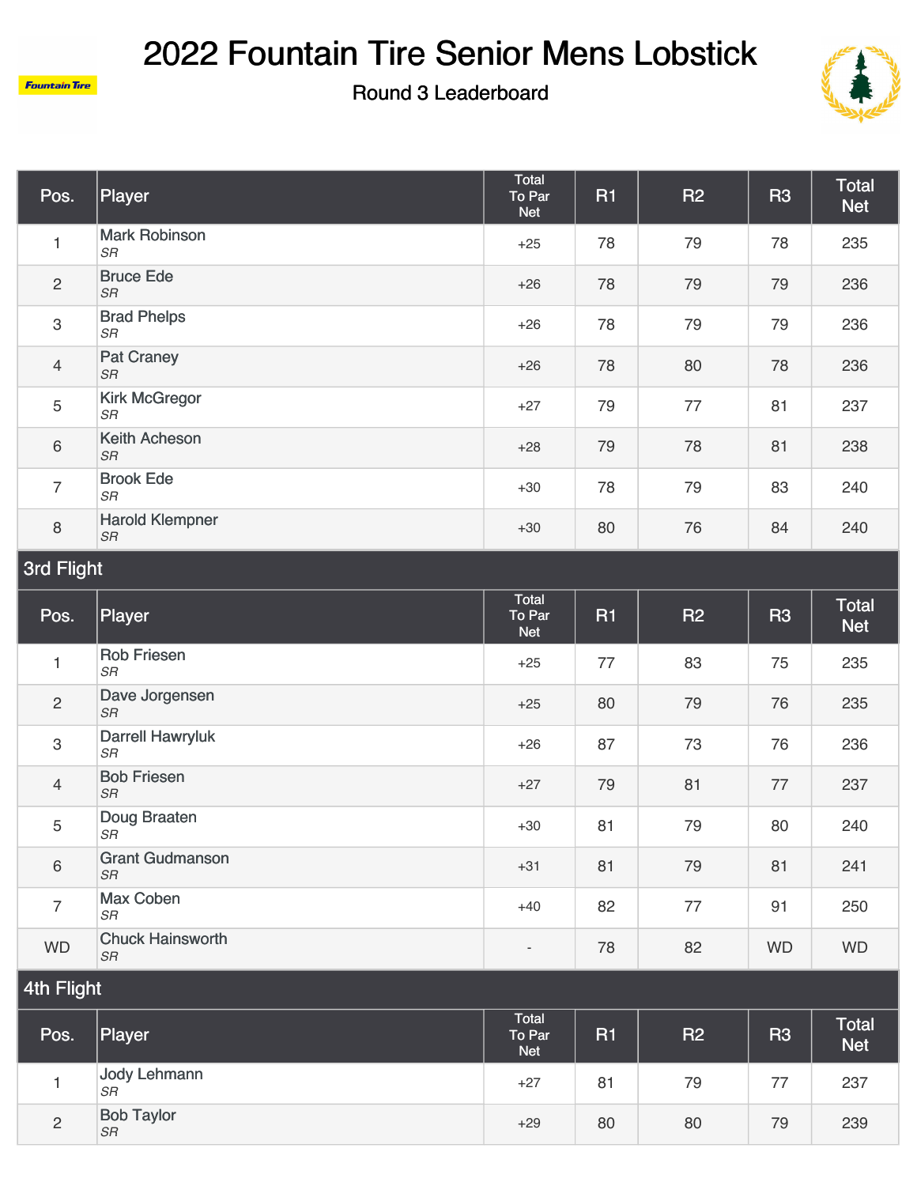# 2022 Fountain Tire Senior Mens Lobstick

Round 3 Leaderboard

| Pos. | Player | Total To Par Net | R1 | R2 | R3 | Total Net |
|---|---|---|---|---|---|---|
| 1 | Mark Robinson *SR* | +25 | 78 | 79 | 78 | 235 |
| 2 | Bruce Ede *SR* | +26 | 78 | 79 | 79 | 236 |
| 3 | Brad Phelps *SR* | +26 | 78 | 79 | 79 | 236 |
| 4 | Pat Craney *SR* | +26 | 78 | 80 | 78 | 236 |
| 5 | Kirk McGregor *SR* | +27 | 79 | 77 | 81 | 237 |
| 6 | Keith Acheson *SR* | +28 | 79 | 78 | 81 | 238 |
| 7 | Brook Ede *SR* | +30 | 78 | 79 | 83 | 240 |
| 8 | Harold Klempner *SR* | +30 | 80 | 76 | 84 | 240 |

## 3rd Flight

| Pos. | Player | Total To Par Net | R1 | R2 | R3 | Total Net |
|---|---|---|---|---|---|---|
| 1 | Rob Friesen *SR* | +25 | 77 | 83 | 75 | 235 |
| 2 | Dave Jorgensen *SR* | +25 | 80 | 79 | 76 | 235 |
| 3 | Darrell Hawryluk *SR* | +26 | 87 | 73 | 76 | 236 |
| 4 | Bob Friesen *SR* | +27 | 79 | 81 | 77 | 237 |
| 5 | Doug Braaten *SR* | +30 | 81 | 79 | 80 | 240 |
| 6 | Grant Gudmanson *SR* | +31 | 81 | 79 | 81 | 241 |
| 7 | Max Coben *SR* | +40 | 82 | 77 | 91 | 250 |
| WD | Chuck Hainsworth *SR* | - | 78 | 82 | WD | WD |

## 4th Flight

| Pos. | Player | Total To Par Net | R1 | R2 | R3 | Total Net |
|---|---|---|---|---|---|---|
| 1 | Jody Lehmann *SR* | +27 | 81 | 79 | 77 | 237 |
| 2 | Bob Taylor *SR* | +29 | 80 | 80 | 79 | 239 |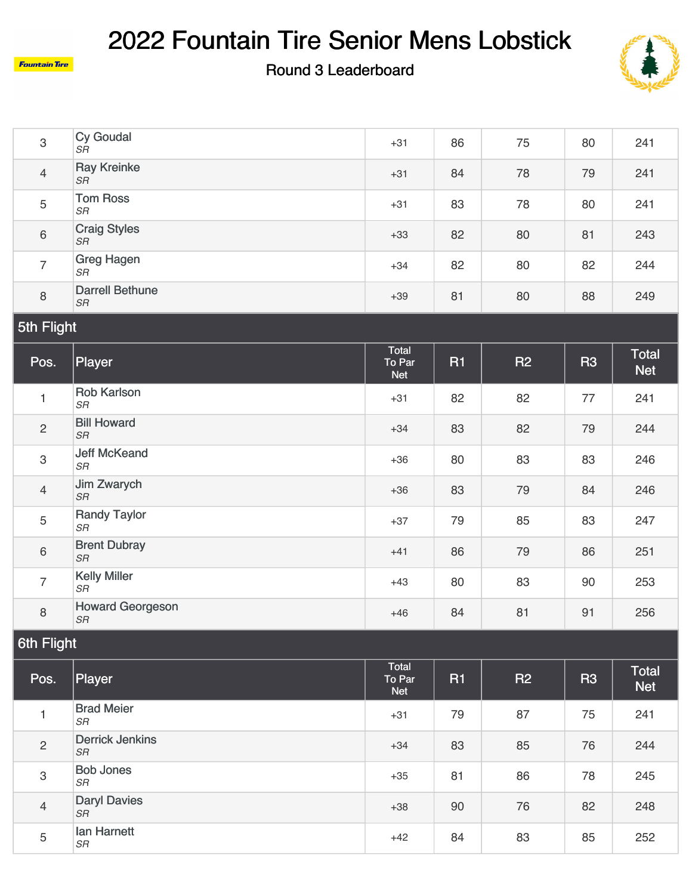# 2022 Fountain Tire Senior Mens Lobstick

## Round 3 Leaderboard

| Pos. | Player | Total To Par Net | R1 | R2 | R3 | Total Net |
|---|---|---|---|---|---|---|
| 3 | Cy Goudal *SR* | +31 | 86 | 75 | 80 | 241 |
| 4 | Ray Kreinke *SR* | +31 | 84 | 78 | 79 | 241 |
| 5 | Tom Ross *SR* | +31 | 83 | 78 | 80 | 241 |
| 6 | Craig Styles *SR* | +33 | 82 | 80 | 81 | 243 |
| 7 | Greg Hagen *SR* | +34 | 82 | 80 | 82 | 244 |
| 8 | Darrell Bethune *SR* | +39 | 81 | 80 | 88 | 249 |

### 5th Flight

| Pos. | Player | Total To Par Net | R1 | R2 | R3 | Total Net |
|---|---|---|---|---|---|---|
| 1 | Rob Karlson *SR* | +31 | 82 | 82 | 77 | 241 |
| 2 | Bill Howard *SR* | +34 | 83 | 82 | 79 | 244 |
| 3 | Jeff McKeand *SR* | +36 | 80 | 83 | 83 | 246 |
| 4 | Jim Zwarych *SR* | +36 | 83 | 79 | 84 | 246 |
| 5 | Randy Taylor *SR* | +37 | 79 | 85 | 83 | 247 |
| 6 | Brent Dubray *SR* | +41 | 86 | 79 | 86 | 251 |
| 7 | Kelly Miller *SR* | +43 | 80 | 83 | 90 | 253 |
| 8 | Howard Georgeson *SR* | +46 | 84 | 81 | 91 | 256 |

### 6th Flight

| Pos. | Player | Total To Par Net | R1 | R2 | R3 | Total Net |
|---|---|---|---|---|---|---|
| 1 | Brad Meier *SR* | +31 | 79 | 87 | 75 | 241 |
| 2 | Derrick Jenkins *SR* | +34 | 83 | 85 | 76 | 244 |
| 3 | Bob Jones *SR* | +35 | 81 | 86 | 78 | 245 |
| 4 | Daryl Davies *SR* | +38 | 90 | 76 | 82 | 248 |
| 5 | Ian Harnett *SR* | +42 | 84 | 83 | 85 | 252 |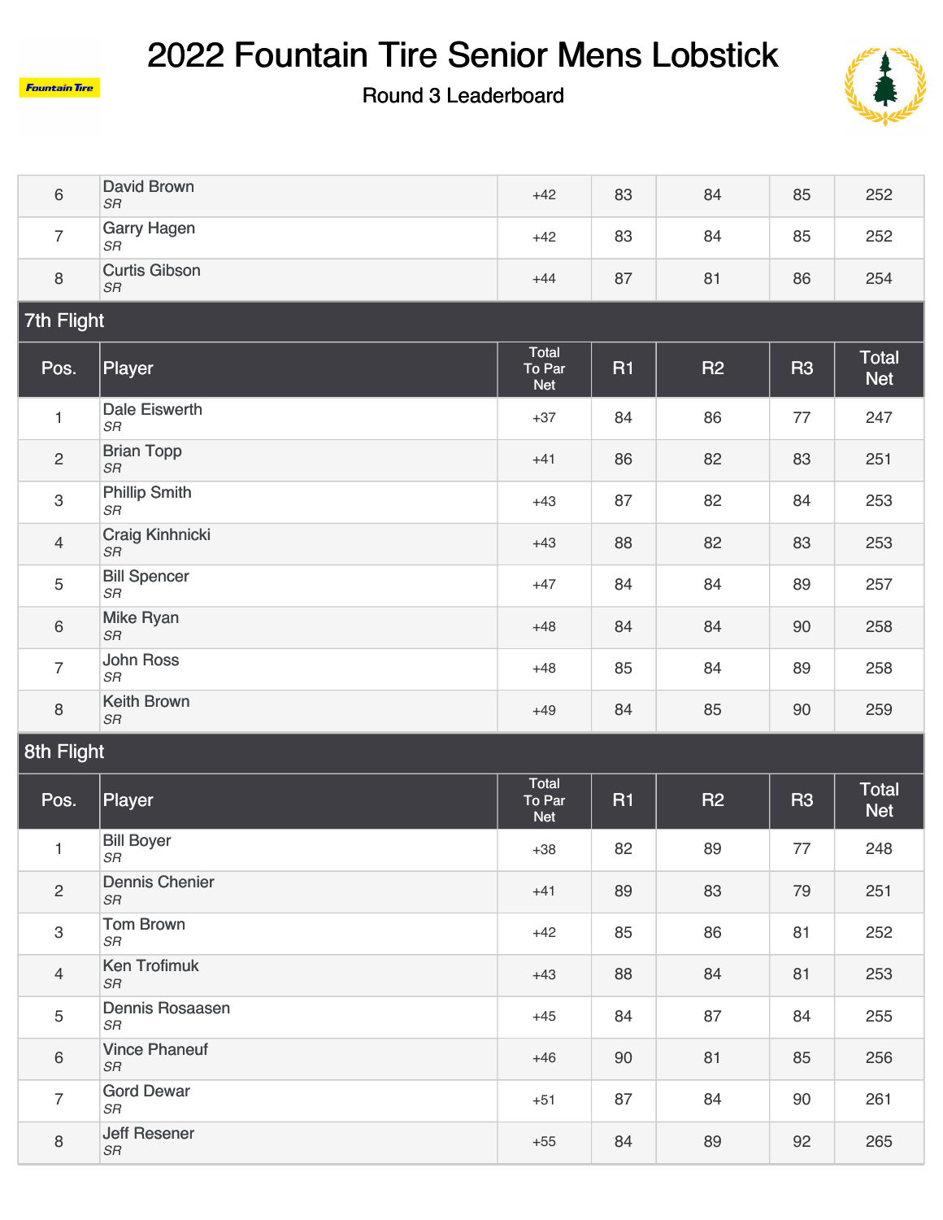# 2022 Fountain Tire Senior Mens Lobstick

## Round 3 Leaderboard

| Pos. | Player | Total To Par Net | R1 | R2 | R3 | Total Net |
|---|---|---|---|---|---|---|
| 6 | David Brown *SR* | +42 | 83 | 84 | 85 | 252 |
| 7 | Garry Hagen *SR* | +42 | 83 | 84 | 85 | 252 |
| 8 | Curtis Gibson *SR* | +44 | 87 | 81 | 86 | 254 |

### 7th Flight

| Pos. | Player | Total To Par Net | R1 | R2 | R3 | Total Net |
|---|---|---|---|---|---|---|
| 1 | Dale Eisworth *SR* | +37 | 84 | 86 | 77 | 247 |
| 2 | Brian Topp *SR* | +41 | 86 | 82 | 83 | 251 |
| 3 | Phillip Smith *SR* | +43 | 87 | 82 | 84 | 253 |
| 4 | Craig Kinhnicki *SR* | +43 | 88 | 82 | 83 | 253 |
| 5 | Bill Spencer *SR* | +47 | 84 | 84 | 89 | 257 |
| 6 | Mike Ryan *SR* | +48 | 84 | 84 | 90 | 258 |
| 7 | John Ross *SR* | +48 | 85 | 84 | 89 | 258 |
| 8 | Keith Brown *SR* | +49 | 84 | 85 | 90 | 259 |

### 8th Flight

| Pos. | Player | Total To Par Net | R1 | R2 | R3 | Total Net |
|---|---|---|---|---|---|---|
| 1 | Bill Boyer *SR* | +38 | 82 | 89 | 77 | 248 |
| 2 | Dennis Chenier *SR* | +41 | 89 | 83 | 79 | 251 |
| 3 | Tom Brown *SR* | +42 | 85 | 86 | 81 | 252 |
| 4 | Ken Trofimuk *SR* | +43 | 88 | 84 | 81 | 253 |
| 5 | Dennis Rosaasen *SR* | +45 | 84 | 87 | 84 | 255 |
| 6 | Vince Phaneuf *SR* | +46 | 90 | 81 | 85 | 256 |
| 7 | Gord Dewar *SR* | +51 | 87 | 84 | 90 | 261 |
| 8 | Jeff Resener *SR* | +55 | 84 | 89 | 92 | 265 |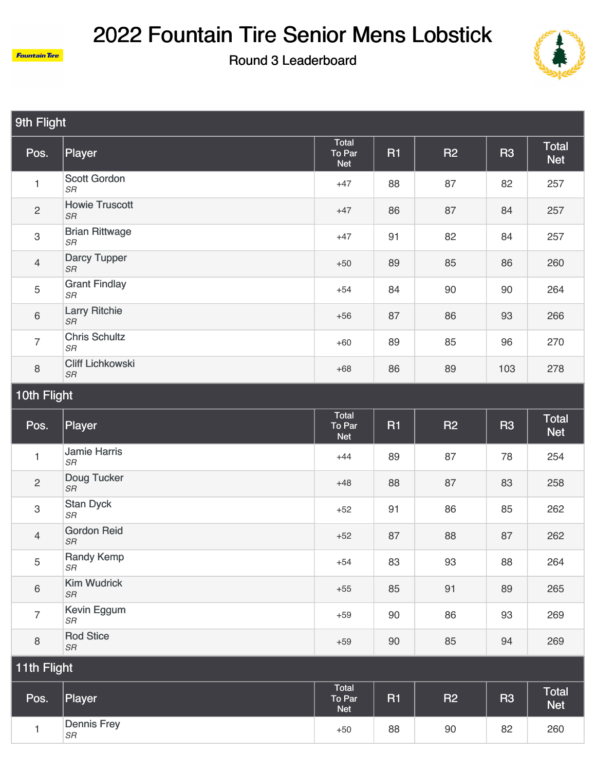# 2022 Fountain Tire Senior Mens Lobstick

## Round 3 Leaderboard

### 9th Flight

| Pos. | Player | Total To Par Net | R1 | R2 | R3 | Total Net |
|---|---|---|---|---|---|---|
| 1 | Scott Gordon *SR* | +47 | 88 | 87 | 82 | 257 |
| 2 | Howie Truscott *SR* | +47 | 86 | 87 | 84 | 257 |
| 3 | Brian Rittwage *SR* | +47 | 91 | 82 | 84 | 257 |
| 4 | Darcy Tupper *SR* | +50 | 89 | 85 | 86 | 260 |
| 5 | Grant Findlay *SR* | +54 | 84 | 90 | 90 | 264 |
| 6 | Larry Ritchie *SR* | +56 | 87 | 86 | 93 | 266 |
| 7 | Chris Schultz *SR* | +60 | 89 | 85 | 96 | 270 |
| 8 | Cliff Lichkowski *SR* | +68 | 86 | 89 | 103 | 278 |

### 10th Flight

| Pos. | Player | Total To Par Net | R1 | R2 | R3 | Total Net |
|---|---|---|---|---|---|---|
| 1 | Jamie Harris *SR* | +44 | 89 | 87 | 78 | 254 |
| 2 | Doug Tucker *SR* | +48 | 88 | 87 | 83 | 258 |
| 3 | Stan Dyck *SR* | +52 | 91 | 86 | 85 | 262 |
| 4 | Gordon Reid *SR* | +52 | 87 | 88 | 87 | 262 |
| 5 | Randy Kemp *SR* | +54 | 83 | 93 | 88 | 264 |
| 6 | Kim Wudrick *SR* | +55 | 85 | 91 | 89 | 265 |
| 7 | Kevin Eggum *SR* | +59 | 90 | 86 | 93 | 269 |
| 8 | Rod Stice *SR* | +59 | 90 | 85 | 94 | 269 |

### 11th Flight

| Pos. | Player | Total To Par Net | R1 | R2 | R3 | Total Net |
|---|---|---|---|---|---|---|
| 1 | Dennis Frey *SR* | +50 | 88 | 90 | 82 | 260 |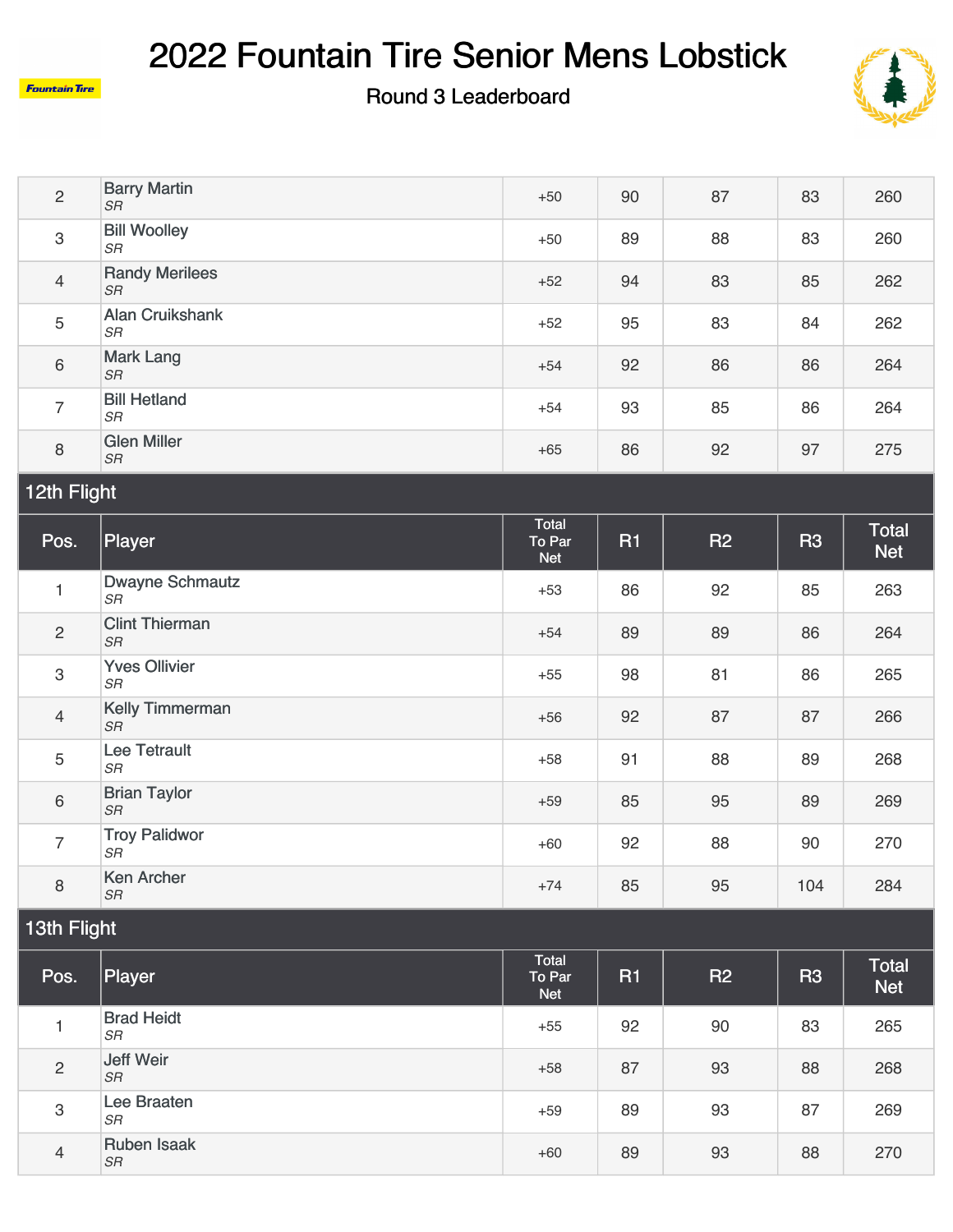# 2022 Fountain Tire Senior Mens Lobstick

Round 3 Leaderboard

| Pos. | Player | Total To Par Net | R1 | R2 | R3 | Total Net |
|---|---|---|---|---|---|---|
| 2 | Barry Martin *SR* | +50 | 90 | 87 | 83 | 260 |
| 3 | Bill Woolley *SR* | +50 | 89 | 88 | 83 | 260 |
| 4 | Randy Merilees *SR* | +52 | 94 | 83 | 85 | 262 |
| 5 | Alan Cruikshank *SR* | +52 | 95 | 83 | 84 | 262 |
| 6 | Mark Lang *SR* | +54 | 92 | 86 | 86 | 264 |
| 7 | Bill Hetland *SR* | +54 | 93 | 85 | 86 | 264 |
| 8 | Glen Miller *SR* | +65 | 86 | 92 | 97 | 275 |

## 12th Flight

| Pos. | Player | Total To Par Net | R1 | R2 | R3 | Total Net |
|---|---|---|---|---|---|---|
| 1 | Dwayne Schmautz *SR* | +53 | 86 | 92 | 85 | 263 |
| 2 | Clint Thierman *SR* | +54 | 89 | 89 | 86 | 264 |
| 3 | Yves Ollivier *SR* | +55 | 98 | 81 | 86 | 265 |
| 4 | Kelly Timmerman *SR* | +56 | 92 | 87 | 87 | 266 |
| 5 | Lee Tetrault *SR* | +58 | 91 | 88 | 89 | 268 |
| 6 | Brian Taylor *SR* | +59 | 85 | 95 | 89 | 269 |
| 7 | Troy Palidwor *SR* | +60 | 92 | 88 | 90 | 270 |
| 8 | Ken Archer *SR* | +74 | 85 | 95 | 104 | 284 |

## 13th Flight

| Pos. | Player | Total To Par Net | R1 | R2 | R3 | Total Net |
|---|---|---|---|---|---|---|
| 1 | Brad Heidt *SR* | +55 | 92 | 90 | 83 | 265 |
| 2 | Jeff Weir *SR* | +58 | 87 | 93 | 88 | 268 |
| 3 | Lee Braaten *SR* | +59 | 89 | 93 | 87 | 269 |
| 4 | Ruben Isaak *SR* | +60 | 89 | 93 | 88 | 270 |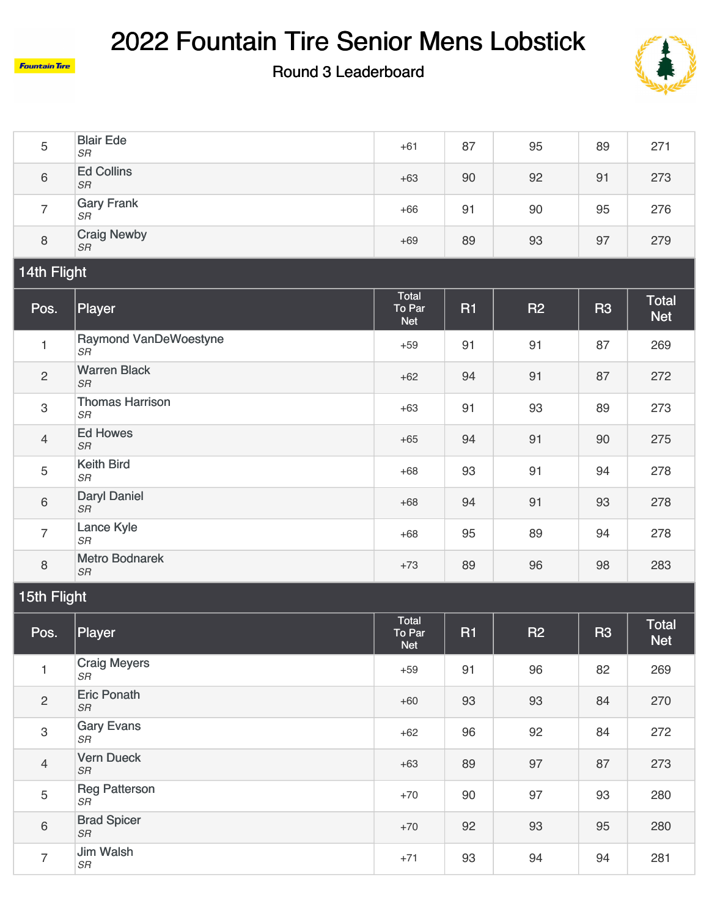# 2022 Fountain Tire Senior Mens Lobstick

Round 3 Leaderboard

| Pos. | Player | Total To Par Net | R1 | R2 | R3 | Total Net |
|---|---|---|---|---|---|---|
| 5 | Blair Ede *SR* | +61 | 87 | 95 | 89 | 271 |
| 6 | Ed Collins *SR* | +63 | 90 | 92 | 91 | 273 |
| 7 | Gary Frank *SR* | +66 | 91 | 90 | 95 | 276 |
| 8 | Craig Newby *SR* | +69 | 89 | 93 | 97 | 279 |

## 14th Flight

| Pos. | Player | Total To Par Net | R1 | R2 | R3 | Total Net |
|---|---|---|---|---|---|---|
| 1 | Raymond VanDeWoestyne *SR* | +59 | 91 | 91 | 87 | 269 |
| 2 | Warren Black *SR* | +62 | 94 | 91 | 87 | 272 |
| 3 | Thomas Harrison *SR* | +63 | 91 | 93 | 89 | 273 |
| 4 | Ed Howes *SR* | +65 | 94 | 91 | 90 | 275 |
| 5 | Keith Bird *SR* | +68 | 93 | 91 | 94 | 278 |
| 6 | Daryl Daniel *SR* | +68 | 94 | 91 | 93 | 278 |
| 7 | Lance Kyle *SR* | +68 | 95 | 89 | 94 | 278 |
| 8 | Metro Bodnarek *SR* | +73 | 89 | 96 | 98 | 283 |

## 15th Flight

| Pos. | Player | Total To Par Net | R1 | R2 | R3 | Total Net |
|---|---|---|---|---|---|---|
| 1 | Craig Meyers *SR* | +59 | 91 | 96 | 82 | 269 |
| 2 | Eric Ponath *SR* | +60 | 93 | 93 | 84 | 270 |
| 3 | Gary Evans *SR* | +62 | 96 | 92 | 84 | 272 |
| 4 | Vern Dueck *SR* | +63 | 89 | 97 | 87 | 273 |
| 5 | Reg Patterson *SR* | +70 | 90 | 97 | 93 | 280 |
| 6 | Brad Spicer *SR* | +70 | 92 | 93 | 95 | 280 |
| 7 | Jim Walsh *SR* | +71 | 93 | 94 | 94 | 281 |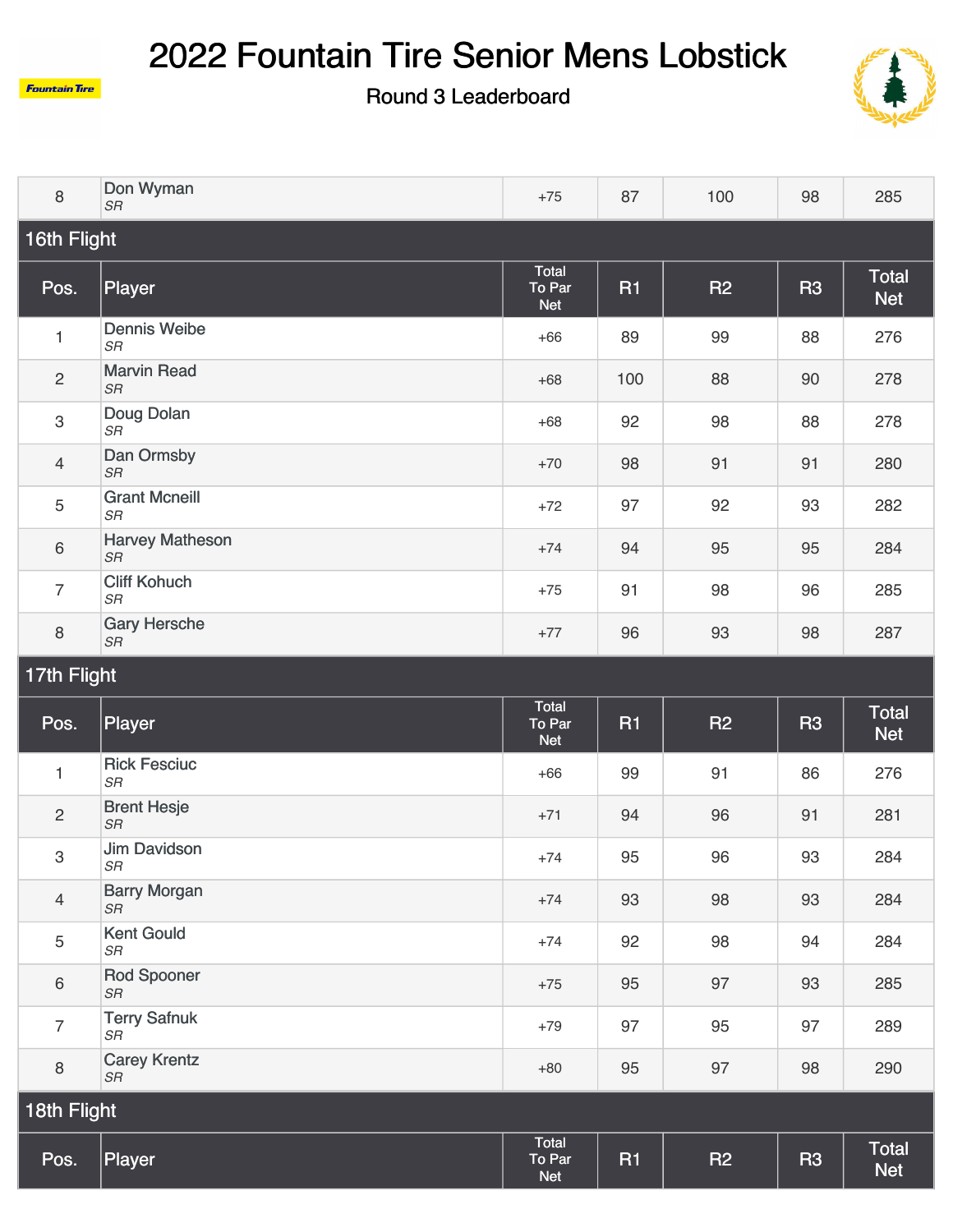# 2022 Fountain Tire Senior Mens Lobstick

Round 3 Leaderboard

| Pos. | Player | Total To Par Net | R1 | R2 | R3 | Total Net |
|---|---|---|---|---|---|---|
| 8 | Don Wyman *SR* | +75 | 87 | 100 | 98 | 285 |

## 16th Flight

| Pos. | Player | Total To Par Net | R1 | R2 | R3 | Total Net |
|---|---|---|---|---|---|---|
| 1 | Dennis Weibe *SR* | +66 | 89 | 99 | 88 | 276 |
| 2 | Marvin Read *SR* | +68 | 100 | 88 | 90 | 278 |
| 3 | Doug Dolan *SR* | +68 | 92 | 98 | 88 | 278 |
| 4 | Dan Ormsby *SR* | +70 | 98 | 91 | 91 | 280 |
| 5 | Grant Mcneill *SR* | +72 | 97 | 92 | 93 | 282 |
| 6 | Harvey Matheson *SR* | +74 | 94 | 95 | 95 | 284 |
| 7 | Cliff Kohuch *SR* | +75 | 91 | 98 | 96 | 285 |
| 8 | Gary Hersche *SR* | +77 | 96 | 93 | 98 | 287 |

## 17th Flight

| Pos. | Player | Total To Par Net | R1 | R2 | R3 | Total Net |
|---|---|---|---|---|---|---|
| 1 | Rick Fesciuc *SR* | +66 | 99 | 91 | 86 | 276 |
| 2 | Brent Hesje *SR* | +71 | 94 | 96 | 91 | 281 |
| 3 | Jim Davidson *SR* | +74 | 95 | 96 | 93 | 284 |
| 4 | Barry Morgan *SR* | +74 | 93 | 98 | 93 | 284 |
| 5 | Kent Gould *SR* | +74 | 92 | 98 | 94 | 284 |
| 6 | Rod Spooner *SR* | +75 | 95 | 97 | 93 | 285 |
| 7 | Terry Safnuk *SR* | +79 | 97 | 95 | 97 | 289 |
| 8 | Carey Krentz *SR* | +80 | 95 | 97 | 98 | 290 |

## 18th Flight

| Pos. | Player | Total To Par Net | R1 | R2 | R3 | Total Net |
|---|---|---|---|---|---|---|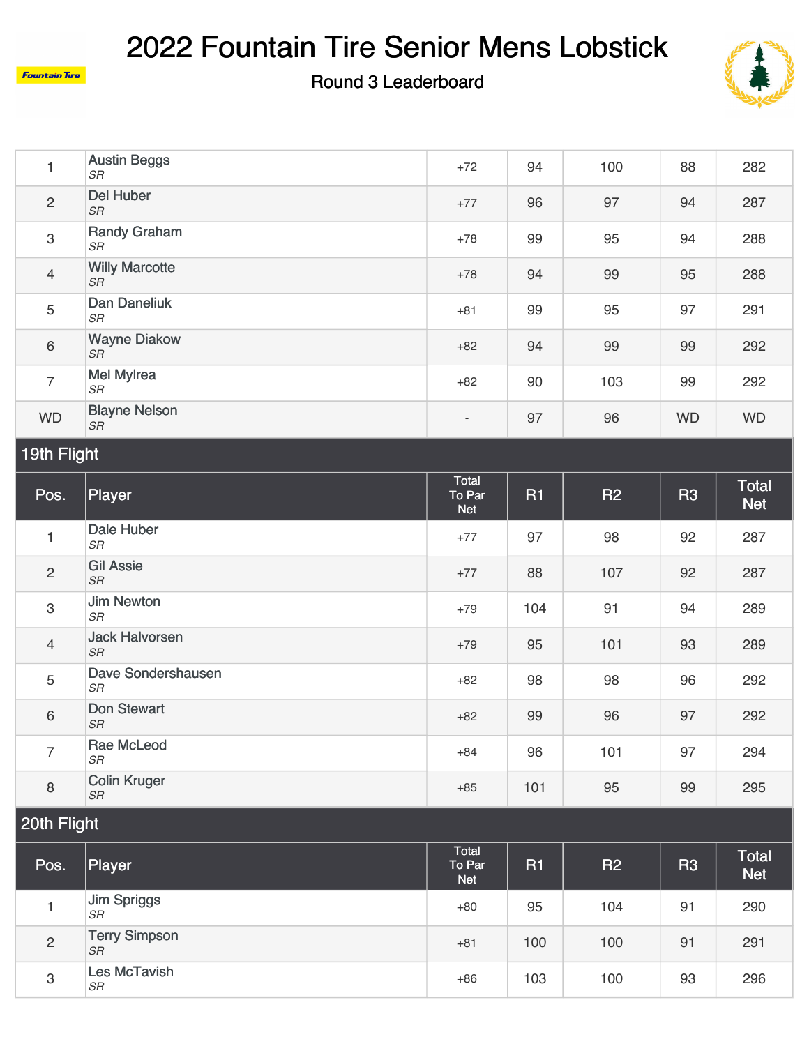# 2022 Fountain Tire Senior Mens Lobstick

Round 3 Leaderboard

| Pos. | Player | Total To Par Net | R1 | R2 | R3 | Total Net |
|---|---|---|---|---|---|---|
| 1 | Austin Beggs *SR* | +72 | 94 | 100 | 88 | 282 |
| 2 | Del Huber *SR* | +77 | 96 | 97 | 94 | 287 |
| 3 | Randy Graham *SR* | +78 | 99 | 95 | 94 | 288 |
| 4 | Willy Marcotte *SR* | +78 | 94 | 99 | 95 | 288 |
| 5 | Dan Daneliuk *SR* | +81 | 99 | 95 | 97 | 291 |
| 6 | Wayne Diakow *SR* | +82 | 94 | 99 | 99 | 292 |
| 7 | Mel Mylrea *SR* | +82 | 90 | 103 | 99 | 292 |
| WD | Blayne Nelson *SR* | - | 97 | 96 | WD | WD |

## 19th Flight

| Pos. | Player | Total To Par Net | R1 | R2 | R3 | Total Net |
|---|---|---|---|---|---|---|
| 1 | Dale Huber *SR* | +77 | 97 | 98 | 92 | 287 |
| 2 | Gil Assie *SR* | +77 | 88 | 107 | 92 | 287 |
| 3 | Jim Newton *SR* | +79 | 104 | 91 | 94 | 289 |
| 4 | Jack Halvorsen *SR* | +79 | 95 | 101 | 93 | 289 |
| 5 | Dave Sondershausen *SR* | +82 | 98 | 98 | 96 | 292 |
| 6 | Don Stewart *SR* | +82 | 99 | 96 | 97 | 292 |
| 7 | Rae McLeod *SR* | +84 | 96 | 101 | 97 | 294 |
| 8 | Colin Kruger *SR* | +85 | 101 | 95 | 99 | 295 |

## 20th Flight

| Pos. | Player | Total To Par Net | R1 | R2 | R3 | Total Net |
|---|---|---|---|---|---|---|
| 1 | Jim Spriggs *SR* | +80 | 95 | 104 | 91 | 290 |
| 2 | Terry Simpson *SR* | +81 | 100 | 100 | 91 | 291 |
| 3 | Les McTavish *SR* | +86 | 103 | 100 | 93 | 296 |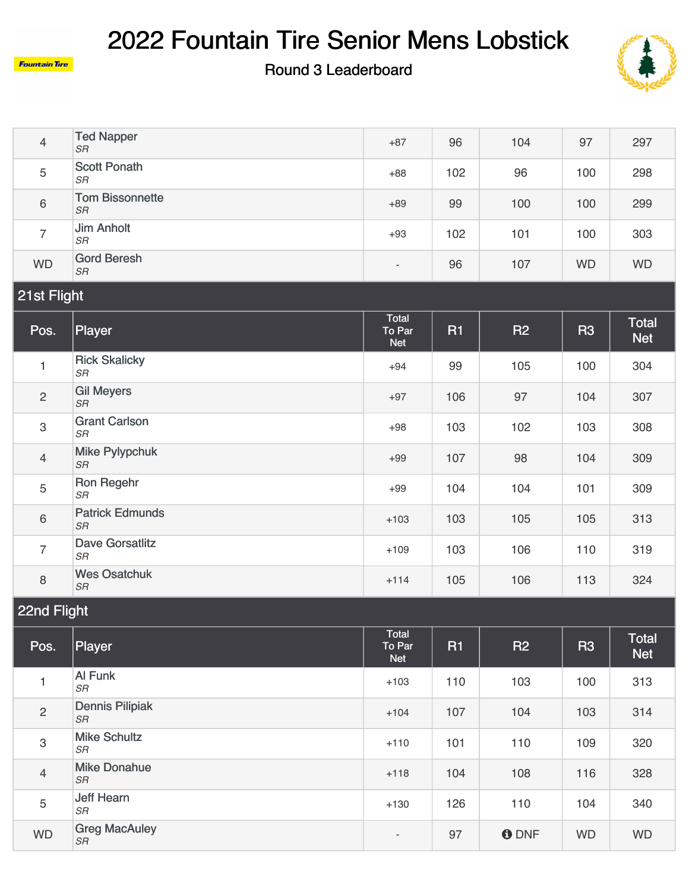# 2022 Fountain Tire Senior Mens Lobstick

Round 3 Leaderboard

| Pos. | Player | Total To Par Net | R1 | R2 | R3 | Total Net |
|---|---|---|---|---|---|---|
| 4 | Ted Napper *SR* | +87 | 96 | 104 | 97 | 297 |
| 5 | Scott Ponath *SR* | +88 | 102 | 96 | 100 | 298 |
| 6 | Tom Bissonnette *SR* | +89 | 99 | 100 | 100 | 299 |
| 7 | Jim Anholt *SR* | +93 | 102 | 101 | 100 | 303 |
| WD | Gord Beresh *SR* | - | 96 | 107 | WD | WD |

## 21st Flight

| Pos. | Player | Total To Par Net | R1 | R2 | R3 | Total Net |
|---|---|---|---|---|---|---|
| 1 | Rick Skalicky *SR* | +94 | 99 | 105 | 100 | 304 |
| 2 | Gil Meyers *SR* | +97 | 106 | 97 | 104 | 307 |
| 3 | Grant Carlson *SR* | +98 | 103 | 102 | 103 | 308 |
| 4 | Mike Pylypchuk *SR* | +99 | 107 | 98 | 104 | 309 |
| 5 | Ron Regehr *SR* | +99 | 104 | 104 | 101 | 309 |
| 6 | Patrick Edmunds *SR* | +103 | 103 | 105 | 105 | 313 |
| 7 | Dave Gorsatlitz *SR* | +109 | 103 | 106 | 110 | 319 |
| 8 | Wes Osatchuk *SR* | +114 | 105 | 106 | 113 | 324 |

## 22nd Flight

| Pos. | Player | Total To Par Net | R1 | R2 | R3 | Total Net |
|---|---|---|---|---|---|---|
| 1 | Al Funk *SR* | +103 | 110 | 103 | 100 | 313 |
| 2 | Dennis Pilipiak *SR* | +104 | 107 | 104 | 103 | 314 |
| 3 | Mike Schultz *SR* | +110 | 101 | 110 | 109 | 320 |
| 4 | Mike Donahue *SR* | +118 | 104 | 108 | 116 | 328 |
| 5 | Jeff Hearn *SR* | +130 | 126 | 110 | 104 | 340 |
| WD | Greg MacAuley *SR* | - | 97 | DNF | WD | WD |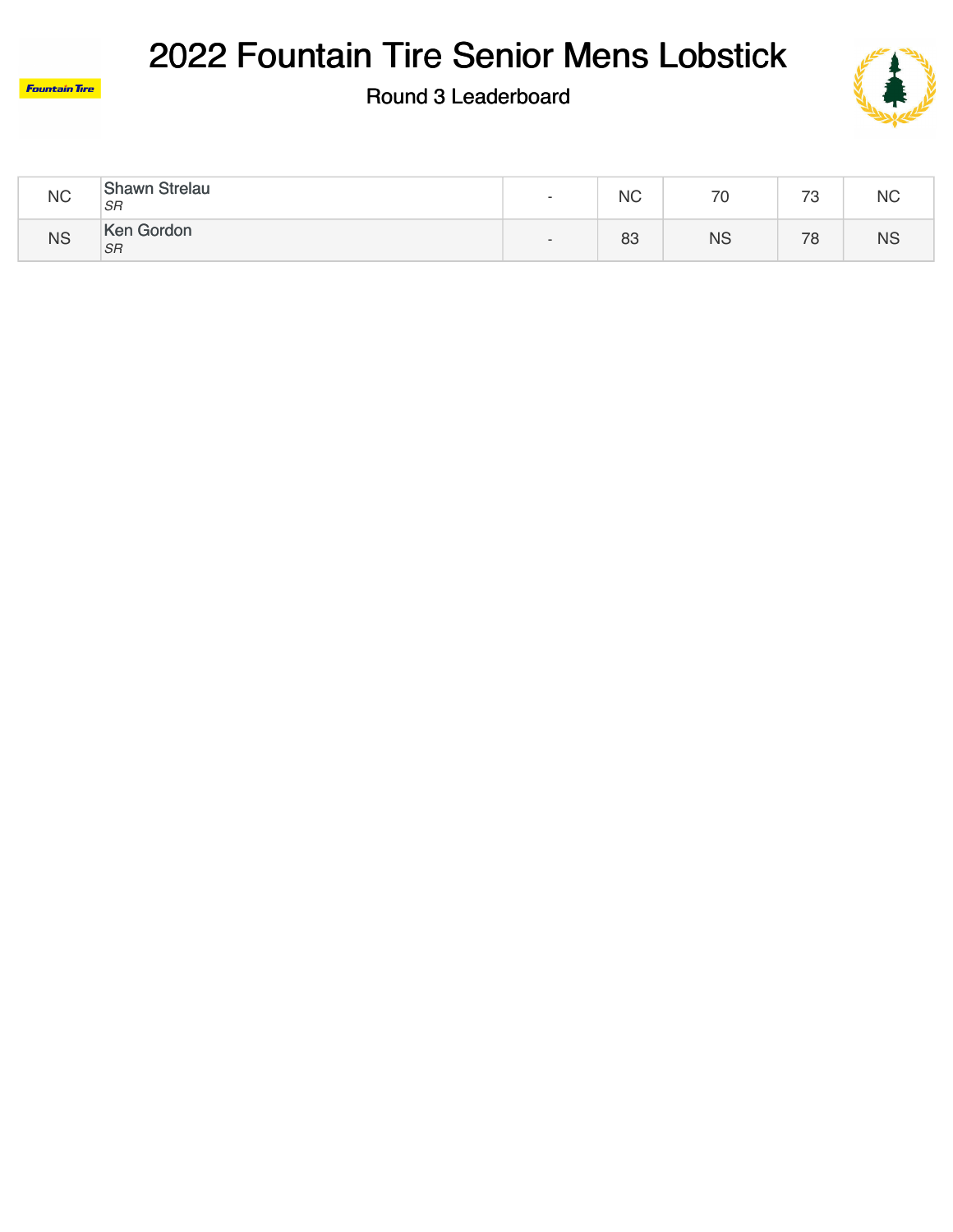# 2022 Fountain Tire Senior Mens Lobstick

## Round 3 Leaderboard

| | | | | | | |
|---|---|---|---|---|---|---|
| NC | Shawn Strelau *SR* | - | NC | 70 | 73 | NC |
| NS | Ken Gordon *SR* | - | 83 | NS | 78 | NS |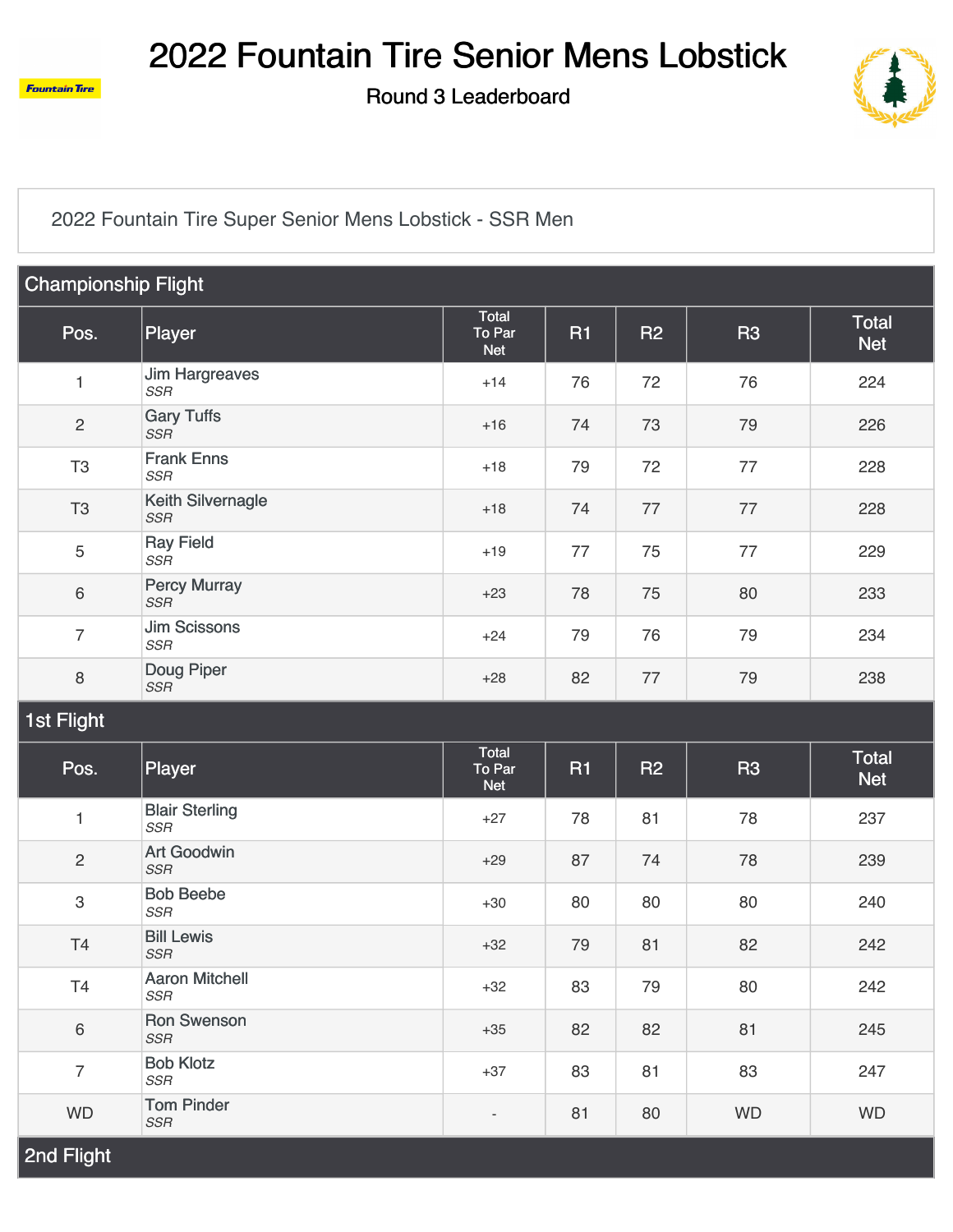# 2022 Fountain Tire Senior Mens Lobstick

## Round 3 Leaderboard

2022 Fountain Tire Super Senior Mens Lobstick - SSR Men

### Championship Flight

| Pos. | Player | Total To Par Net | R1 | R2 | R3 | Total Net |
|---|---|---|---|---|---|---|
| 1 | Jim Hargreaves *SSR* | +14 | 76 | 72 | 76 | 224 |
| 2 | Gary Tuffs *SSR* | +16 | 74 | 73 | 79 | 226 |
| T3 | Frank Enns *SSR* | +18 | 79 | 72 | 77 | 228 |
| T3 | Keith Silvernagle *SSR* | +18 | 74 | 77 | 77 | 228 |
| 5 | Ray Field *SSR* | +19 | 77 | 75 | 77 | 229 |
| 6 | Percy Murray *SSR* | +23 | 78 | 75 | 80 | 233 |
| 7 | Jim Scissons *SSR* | +24 | 79 | 76 | 79 | 234 |
| 8 | Doug Piper *SSR* | +28 | 82 | 77 | 79 | 238 |

### 1st Flight

| Pos. | Player | Total To Par Net | R1 | R2 | R3 | Total Net |
|---|---|---|---|---|---|---|
| 1 | Blair Sterling *SSR* | +27 | 78 | 81 | 78 | 237 |
| 2 | Art Goodwin *SSR* | +29 | 87 | 74 | 78 | 239 |
| 3 | Bob Beebe *SSR* | +30 | 80 | 80 | 80 | 240 |
| T4 | Bill Lewis *SSR* | +32 | 79 | 81 | 82 | 242 |
| T4 | Aaron Mitchell *SSR* | +32 | 83 | 79 | 80 | 242 |
| 6 | Ron Swenson *SSR* | +35 | 82 | 82 | 81 | 245 |
| 7 | Bob Klotz *SSR* | +37 | 83 | 81 | 83 | 247 |
| WD | Tom Pinder *SSR* | - | 81 | 80 | WD | WD |

### 2nd Flight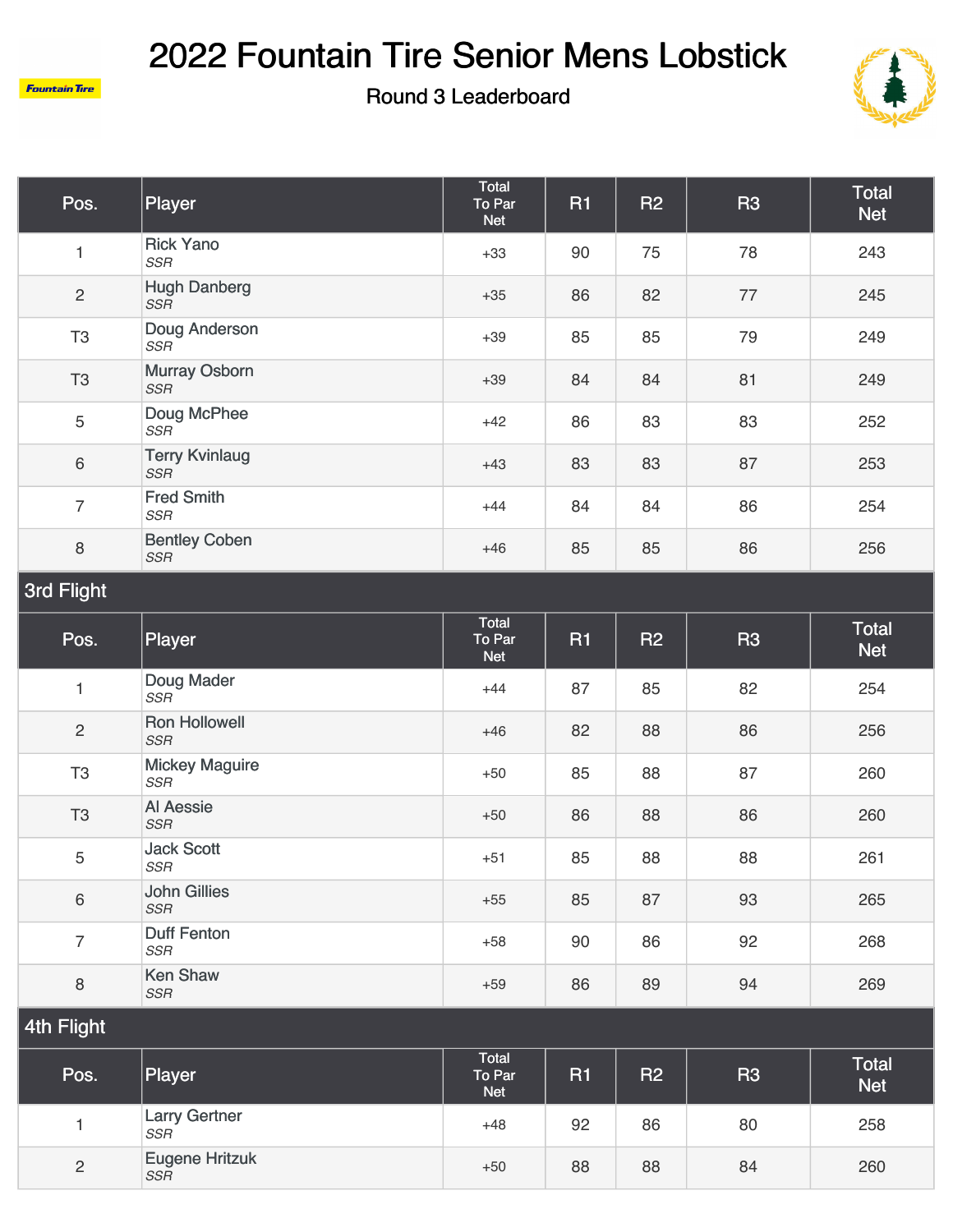# 2022 Fountain Tire Senior Mens Lobstick

Round 3 Leaderboard

| Pos. | Player | Total To Par Net | R1 | R2 | R3 | Total Net |
|---|---|---|---|---|---|---|
| 1 | Rick Yano *SSR* | +33 | 90 | 75 | 78 | 243 |
| 2 | Hugh Danberg *SSR* | +35 | 86 | 82 | 77 | 245 |
| T3 | Doug Anderson *SSR* | +39 | 85 | 85 | 79 | 249 |
| T3 | Murray Osborn *SSR* | +39 | 84 | 84 | 81 | 249 |
| 5 | Doug McPhee *SSR* | +42 | 86 | 83 | 83 | 252 |
| 6 | Terry Kvinlaug *SSR* | +43 | 83 | 83 | 87 | 253 |
| 7 | Fred Smith *SSR* | +44 | 84 | 84 | 86 | 254 |
| 8 | Bentley Coben *SSR* | +46 | 85 | 85 | 86 | 256 |

## 3rd Flight

| Pos. | Player | Total To Par Net | R1 | R2 | R3 | Total Net |
|---|---|---|---|---|---|---|
| 1 | Doug Mader *SSR* | +44 | 87 | 85 | 82 | 254 |
| 2 | Ron Hollowell *SSR* | +46 | 82 | 88 | 86 | 256 |
| T3 | Mickey Maguire *SSR* | +50 | 85 | 88 | 87 | 260 |
| T3 | Al Aessie *SSR* | +50 | 86 | 88 | 86 | 260 |
| 5 | Jack Scott *SSR* | +51 | 85 | 88 | 88 | 261 |
| 6 | John Gillies *SSR* | +55 | 85 | 87 | 93 | 265 |
| 7 | Duff Fenton *SSR* | +58 | 90 | 86 | 92 | 268 |
| 8 | Ken Shaw *SSR* | +59 | 86 | 89 | 94 | 269 |

## 4th Flight

| Pos. | Player | Total To Par Net | R1 | R2 | R3 | Total Net |
|---|---|---|---|---|---|---|
| 1 | Larry Gertner *SSR* | +48 | 92 | 86 | 80 | 258 |
| 2 | Eugene Hritzuk *SSR* | +50 | 88 | 88 | 84 | 260 |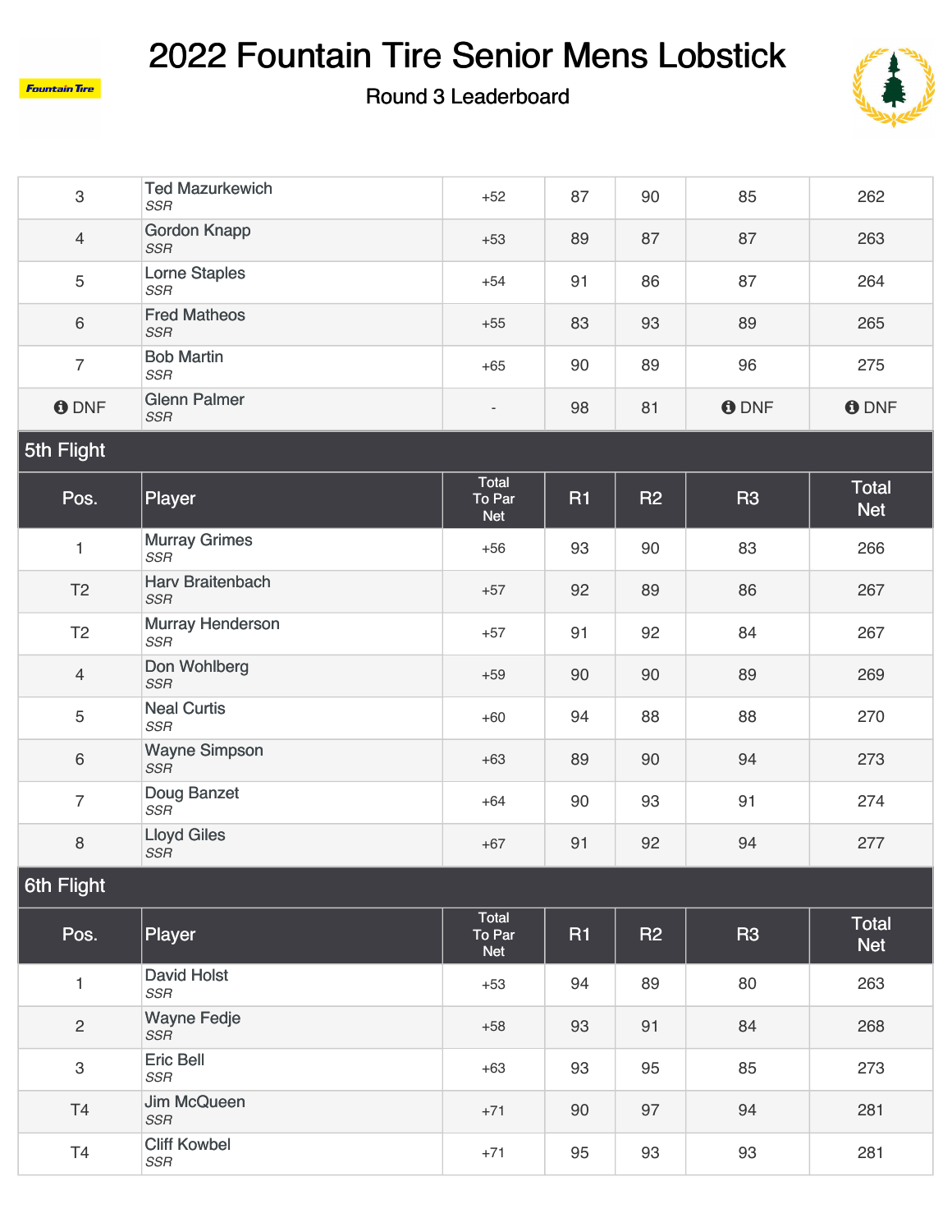# 2022 Fountain Tire Senior Mens Lobstick

Round 3 Leaderboard

| Pos. | Player | Total To Par Net | R1 | R2 | R3 | Total Net |
|---|---|---|---|---|---|---|
| 3 | Ted Mazurkewich *SSR* | +52 | 87 | 90 | 85 | 262 |
| 4 | Gordon Knapp *SSR* | +53 | 89 | 87 | 87 | 263 |
| 5 | Lorne Staples *SSR* | +54 | 91 | 86 | 87 | 264 |
| 6 | Fred Matheos *SSR* | +55 | 83 | 93 | 89 | 265 |
| 7 | Bob Martin *SSR* | +65 | 90 | 89 | 96 | 275 |
| DNF | Glenn Palmer *SSR* | - | 98 | 81 | DNF | DNF |

## 5th Flight

| Pos. | Player | Total To Par Net | R1 | R2 | R3 | Total Net |
|---|---|---|---|---|---|---|
| 1 | Murray Grimes *SSR* | +56 | 93 | 90 | 83 | 266 |
| T2 | Harv Braitenbach *SSR* | +57 | 92 | 89 | 86 | 267 |
| T2 | Murray Henderson *SSR* | +57 | 91 | 92 | 84 | 267 |
| 4 | Don Wohlberg *SSR* | +59 | 90 | 90 | 89 | 269 |
| 5 | Neal Curtis *SSR* | +60 | 94 | 88 | 88 | 270 |
| 6 | Wayne Simpson *SSR* | +63 | 89 | 90 | 94 | 273 |
| 7 | Doug Banzet *SSR* | +64 | 90 | 93 | 91 | 274 |
| 8 | Lloyd Giles *SSR* | +67 | 91 | 92 | 94 | 277 |

## 6th Flight

| Pos. | Player | Total To Par Net | R1 | R2 | R3 | Total Net |
|---|---|---|---|---|---|---|
| 1 | David Holst *SSR* | +53 | 94 | 89 | 80 | 263 |
| 2 | Wayne Fedje *SSR* | +58 | 93 | 91 | 84 | 268 |
| 3 | Eric Bell *SSR* | +63 | 93 | 95 | 85 | 273 |
| T4 | Jim McQueen *SSR* | +71 | 90 | 97 | 94 | 281 |
| T4 | Cliff Kowbel *SSR* | +71 | 95 | 93 | 93 | 281 |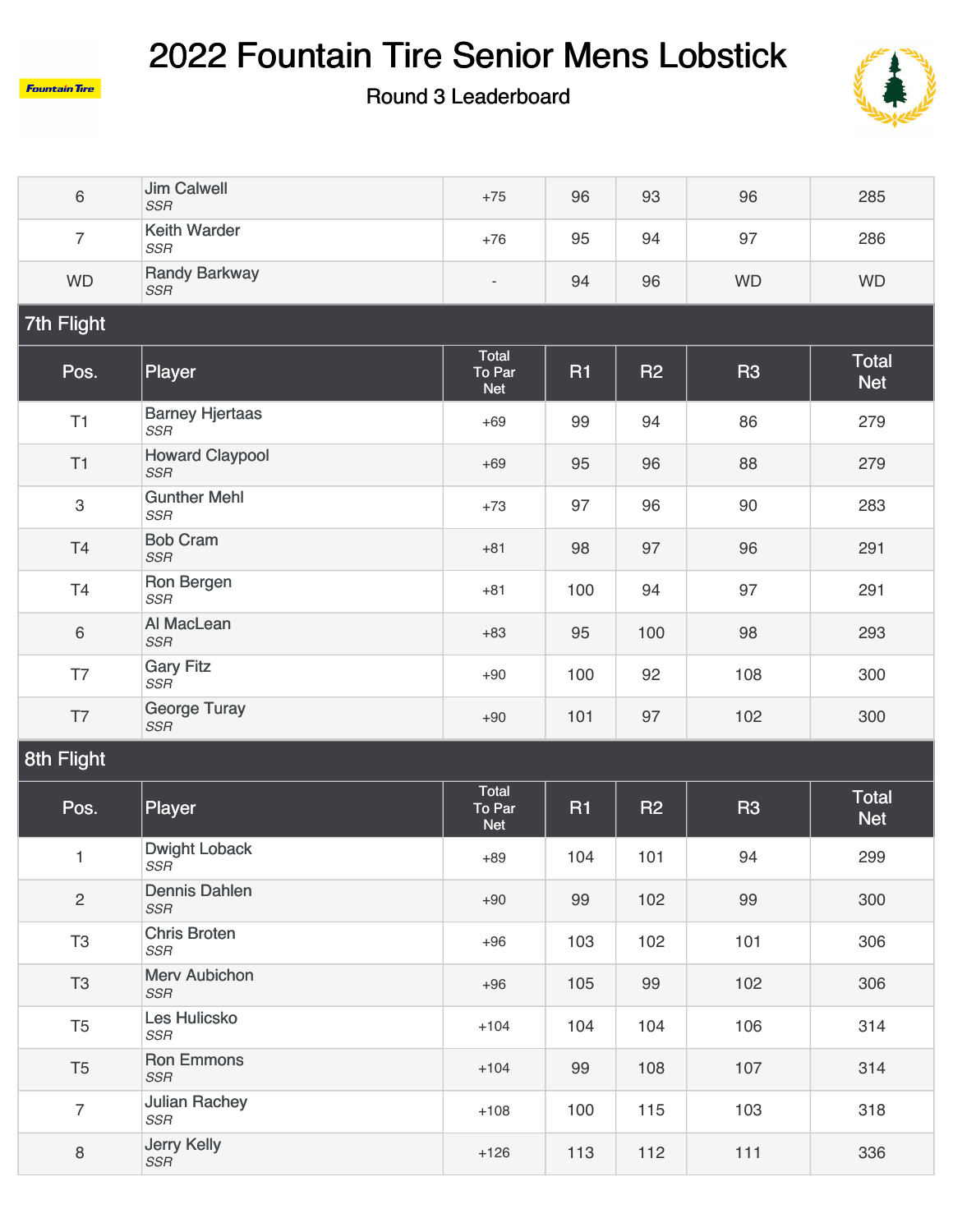# 2022 Fountain Tire Senior Mens Lobstick

Round 3 Leaderboard

| | | | | | | |
|---|---|---|---|---|---|---|
| 6 | Jim Calwell *SSR* | +75 | 96 | 93 | 96 | 285 |
| 7 | Keith Warder *SSR* | +76 | 95 | 94 | 97 | 286 |
| WD | Randy Barkway *SSR* | - | 94 | 96 | WD | WD |

## 7th Flight

| Pos. | Player | Total To Par Net | R1 | R2 | R3 | Total Net |
|---|---|---|---|---|---|---|
| T1 | Barney Hjertaas *SSR* | +69 | 99 | 94 | 86 | 279 |
| T1 | Howard Claypool *SSR* | +69 | 95 | 96 | 88 | 279 |
| 3 | Gunther Mehl *SSR* | +73 | 97 | 96 | 90 | 283 |
| T4 | Bob Cram *SSR* | +81 | 98 | 97 | 96 | 291 |
| T4 | Ron Bergen *SSR* | +81 | 100 | 94 | 97 | 291 |
| 6 | Al MacLean *SSR* | +83 | 95 | 100 | 98 | 293 |
| T7 | Gary Fitz *SSR* | +90 | 100 | 92 | 108 | 300 |
| T7 | George Turay *SSR* | +90 | 101 | 97 | 102 | 300 |

## 8th Flight

| Pos. | Player | Total To Par Net | R1 | R2 | R3 | Total Net |
|---|---|---|---|---|---|---|
| 1 | Dwight Loback *SSR* | +89 | 104 | 101 | 94 | 299 |
| 2 | Dennis Dahlen *SSR* | +90 | 99 | 102 | 99 | 300 |
| T3 | Chris Broten *SSR* | +96 | 103 | 102 | 101 | 306 |
| T3 | Merv Aubichon *SSR* | +96 | 105 | 99 | 102 | 306 |
| T5 | Les Hulicsko *SSR* | +104 | 104 | 104 | 106 | 314 |
| T5 | Ron Emmons *SSR* | +104 | 99 | 108 | 107 | 314 |
| 7 | Julian Rachey *SSR* | +108 | 100 | 115 | 103 | 318 |
| 8 | Jerry Kelly *SSR* | +126 | 113 | 112 | 111 | 336 |